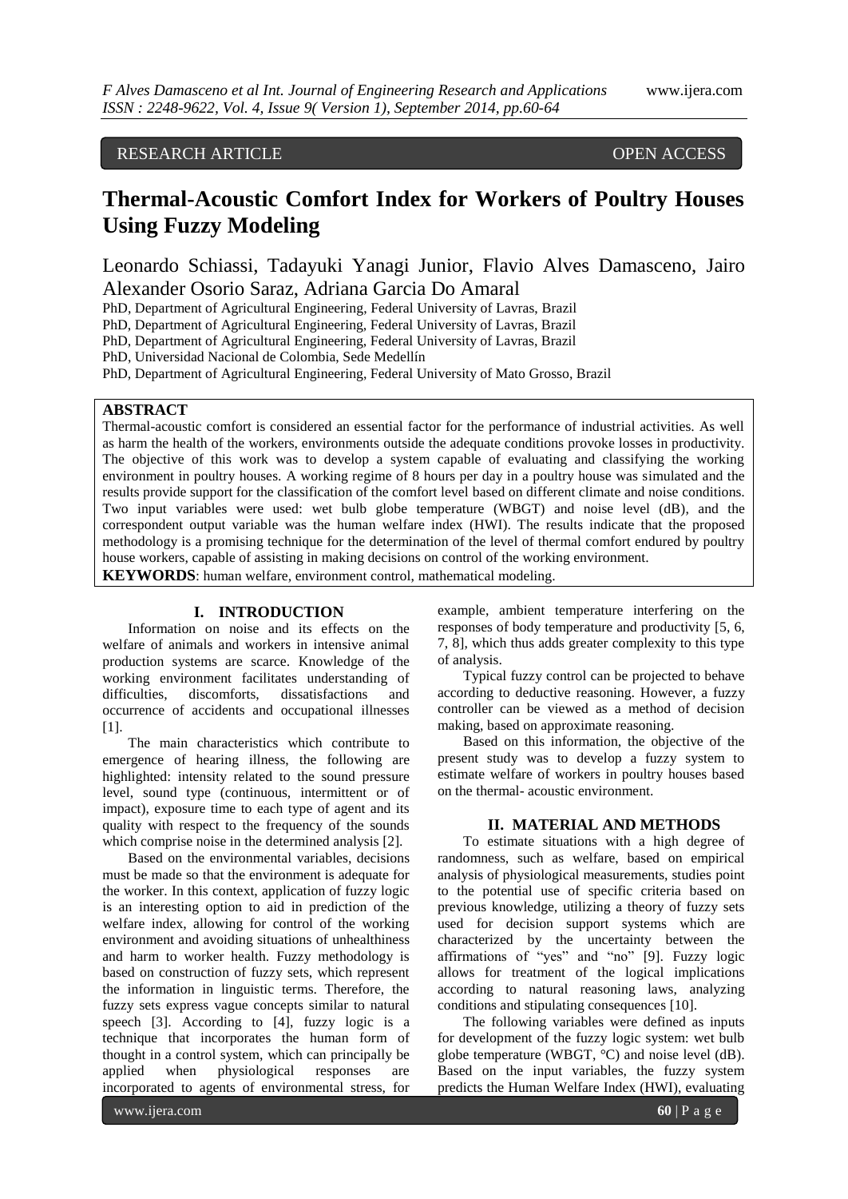RESEARCH ARTICLE OPEN ACCESS

# Thermal-Acoustic Comfort Index for Workers of Poultry Houses Using Fuzzy Modeling

Leonardo Schiassi, Tadayuki Yanagi Junior, Flavio Alves Damasceno, Jairo Alexander Osorio Saraz, Adriana Garcia Do Amaral

PhD, Department of Agricultural Engineering, Federal University of Lavras, Brazil
PhD, Department of Agricultural Engineering, Federal University of Lavras, Brazil
PhD, Department of Agricultural Engineering, Federal University of Lavras, Brazil
PhD, Universidad Nacional de Colombia, Sede Medellín
PhD, Department of Agricultural Engineering, Federal University of Mato Grosso, Brazil

## ABSTRACT

Thermal-acoustic comfort is considered an essential factor for the performance of industrial activities. As well as harm the health of the workers, environments outside the adequate conditions provoke losses in productivity. The objective of this work was to develop a system capable of evaluating and classifying the working environment in poultry houses. A working regime of 8 hours per day in a poultry house was simulated and the results provide support for the classification of the comfort level based on different climate and noise conditions. Two input variables were used: wet bulb globe temperature (WBGT) and noise level (dB), and the correspondent output variable was the human welfare index (HWI). The results indicate that the proposed methodology is a promising technique for the determination of the level of thermal comfort endured by poultry house workers, capable of assisting in making decisions on control of the working environment.

**KEYWORDS**: human welfare, environment control, mathematical modeling.

## I. INTRODUCTION

Information on noise and its effects on the welfare of animals and workers in intensive animal production systems are scarce. Knowledge of the working environment facilitates understanding of difficulties, discomforts, dissatisfactions and occurrence of accidents and occupational illnesses [1].

The main characteristics which contribute to emergence of hearing illness, the following are highlighted: intensity related to the sound pressure level, sound type (continuous, intermittent or of impact), exposure time to each type of agent and its quality with respect to the frequency of the sounds which comprise noise in the determined analysis [2].

Based on the environmental variables, decisions must be made so that the environment is adequate for the worker. In this context, application of fuzzy logic is an interesting option to aid in prediction of the welfare index, allowing for control of the working environment and avoiding situations of unhealthiness and harm to worker health. Fuzzy methodology is based on construction of fuzzy sets, which represent the information in linguistic terms. Therefore, the fuzzy sets express vague concepts similar to natural speech [3]. According to [4], fuzzy logic is a technique that incorporates the human form of thought in a control system, which can principally be applied when physiological responses are incorporated to agents of environmental stress, for example, ambient temperature interfering on the responses of body temperature and productivity [5, 6, 7, 8], which thus adds greater complexity to this type of analysis.

Typical fuzzy control can be projected to behave according to deductive reasoning. However, a fuzzy controller can be viewed as a method of decision making, based on approximate reasoning.

Based on this information, the objective of the present study was to develop a fuzzy system to estimate welfare of workers in poultry houses based on the thermal- acoustic environment.

## II. MATERIAL AND METHODS

To estimate situations with a high degree of randomness, such as welfare, based on empirical analysis of physiological measurements, studies point to the potential use of specific criteria based on previous knowledge, utilizing a theory of fuzzy sets used for decision support systems which are characterized by the uncertainty between the affirmations of "yes" and "no" [9]. Fuzzy logic allows for treatment of the logical implications according to natural reasoning laws, analyzing conditions and stipulating consequences [10].

The following variables were defined as inputs for development of the fuzzy logic system: wet bulb globe temperature (WBGT, °C) and noise level (dB). Based on the input variables, the fuzzy system predicts the Human Welfare Index (HWI), evaluating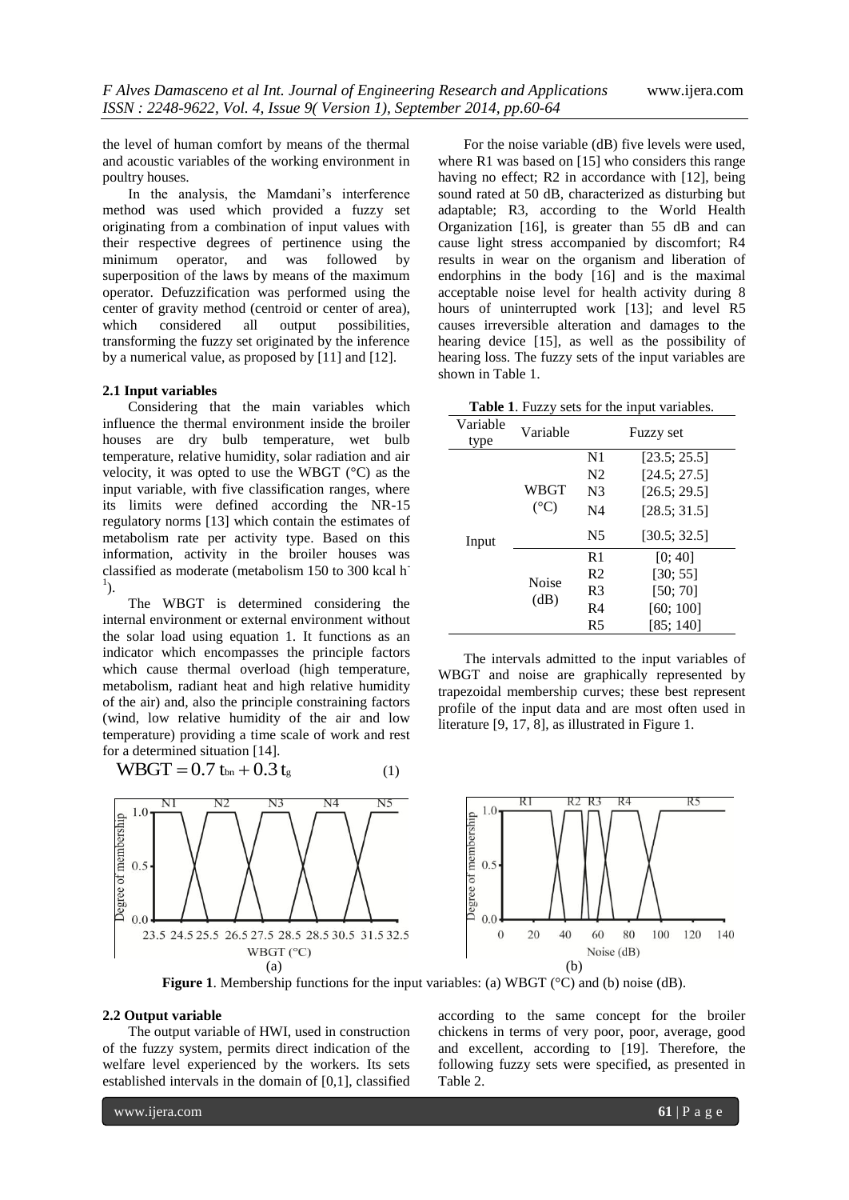the level of human comfort by means of the thermal and acoustic variables of the working environment in poultry houses.

In the analysis, the Mamdani's interference method was used which provided a fuzzy set originating from a combination of input values with their respective degrees of pertinence using the minimum operator, and was followed by superposition of the laws by means of the maximum operator. Defuzzification was performed using the center of gravity method (centroid or center of area), which considered all output possibilities, transforming the fuzzy set originated by the inference by a numerical value, as proposed by [11] and [12].

### 2.1 Input variables

Considering that the main variables which influence the thermal environment inside the broiler houses are dry bulb temperature, wet bulb temperature, relative humidity, solar radiation and air velocity, it was opted to use the WBGT (°C) as the input variable, with five classification ranges, where its limits were defined according the NR-15 regulatory norms [13] which contain the estimates of metabolism rate per activity type. Based on this information, activity in the broiler houses was classified as moderate (metabolism 150 to 300 kcal $h^{-1}$).

The WBGT is determined considering the internal environment or external environment without the solar load using equation 1. It functions as an indicator which encompasses the principle factors which cause thermal overload (high temperature, metabolism, radiant heat and high relative humidity of the air) and, also the principle constraining factors (wind, low relative humidity of the air and low temperature) providing a time scale of work and rest for a determined situation [14].

$$\mathrm{WBGT} = 0.7\, t_{bn} + 0.3\, t_g \qquad (1)$$

For the noise variable (dB) five levels were used, where R1 was based on [15] who considers this range having no effect; R2 in accordance with [12], being sound rated at 50 dB, characterized as disturbing but adaptable; R3, according to the World Health Organization [16], is greater than 55 dB and can cause light stress accompanied by discomfort; R4 results in wear on the organism and liberation of endorphins in the body [16] and is the maximal acceptable noise level for health activity during 8 hours of uninterrupted work [13]; and level R5 causes irreversible alteration and damages to the hearing device [15], as well as the possibility of hearing loss. The fuzzy sets of the input variables are shown in Table 1.

**Table 1**. Fuzzy sets for the input variables.

| Variable type | Variable | Fuzzy set | |
|---|---|---|---|
| Input | WBGT (°C) | N1 | [23.5; 25.5] |
| | | N2 | [24.5; 27.5] |
| | | N3 | [26.5; 29.5] |
| | | N4 | [28.5; 31.5] |
| | | N5 | [30.5; 32.5] |
| | Noise (dB) | R1 | [0; 40] |
| | | R2 | [30; 55] |
| | | R3 | [50; 70] |
| | | R4 | [60; 100] |
| | | R5 | [85; 140] |

The intervals admitted to the input variables of WBGT and noise are graphically represented by trapezoidal membership curves; these best represent profile of the input data and are most often used in literature [9, 17, 8], as illustrated in Figure 1.

**Figure 1**. Membership functions for the input variables: (a) WBGT (°C) and (b) noise (dB).

### 2.2 Output variable

The output variable of HWI, used in construction of the fuzzy system, permits direct indication of the welfare level experienced by the workers. Its sets established intervals in the domain of [0,1], classified according to the same concept for the broiler chickens in terms of very poor, poor, average, good and excellent, according to [19]. Therefore, the following fuzzy sets were specified, as presented in Table 2.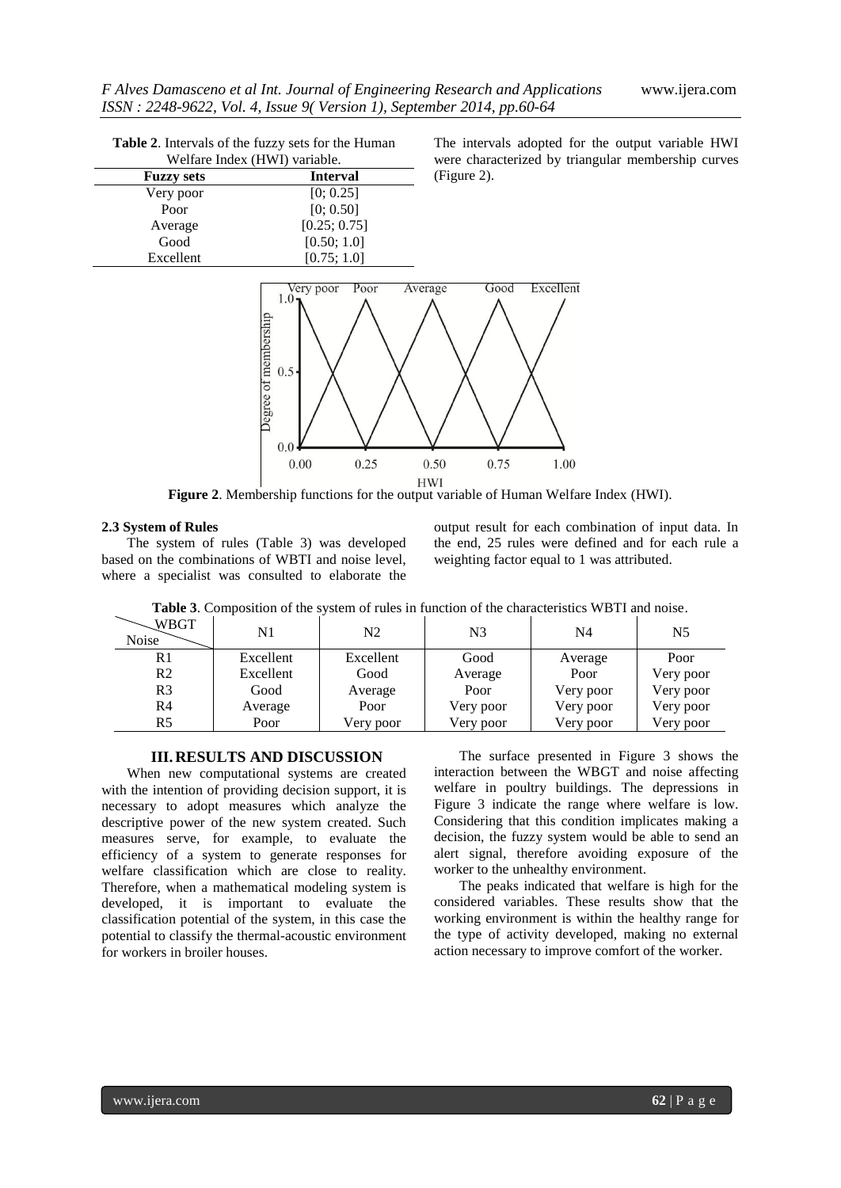**Table 2**. Intervals of the fuzzy sets for the Human Welfare Index (HWI) variable.

| Fuzzy sets | Interval |
|---|---|
| Very poor | [0; 0.25] |
| Poor | [0; 0.50] |
| Average | [0.25; 0.75] |
| Good | [0.50; 1.0] |
| Excellent | [0.75; 1.0] |

The intervals adopted for the output variable HWI were characterized by triangular membership curves (Figure 2).

**Figure 2**. Membership functions for the output variable of Human Welfare Index (HWI).

### 2.3 System of Rules

The system of rules (Table 3) was developed based on the combinations of WBTI and noise level, where a specialist was consulted to elaborate the output result for each combination of input data. In the end, 25 rules were defined and for each rule a weighting factor equal to 1 was attributed.

**Table 3**. Composition of the system of rules in function of the characteristics WBTI and noise.

| Noise \ WBGT | N1 | N2 | N3 | N4 | N5 |
|---|---|---|---|---|---|
| R1 | Excellent | Excellent | Good | Average | Poor |
| R2 | Excellent | Good | Average | Poor | Very poor |
| R3 | Good | Average | Poor | Very poor | Very poor |
| R4 | Average | Poor | Very poor | Very poor | Very poor |
| R5 | Poor | Very poor | Very poor | Very poor | Very poor |

## III. RESULTS AND DISCUSSION

When new computational systems are created with the intention of providing decision support, it is necessary to adopt measures which analyze the descriptive power of the new system created. Such measures serve, for example, to evaluate the efficiency of a system to generate responses for welfare classification which are close to reality. Therefore, when a mathematical modeling system is developed, it is important to evaluate the classification potential of the system, in this case the potential to classify the thermal-acoustic environment for workers in broiler houses.

The surface presented in Figure 3 shows the interaction between the WBGT and noise affecting welfare in poultry buildings. The depressions in Figure 3 indicate the range where welfare is low. Considering that this condition implicates making a decision, the fuzzy system would be able to send an alert signal, therefore avoiding exposure of the worker to the unhealthy environment.

The peaks indicated that welfare is high for the considered variables. These results show that the working environment is within the healthy range for the type of activity developed, making no external action necessary to improve comfort of the worker.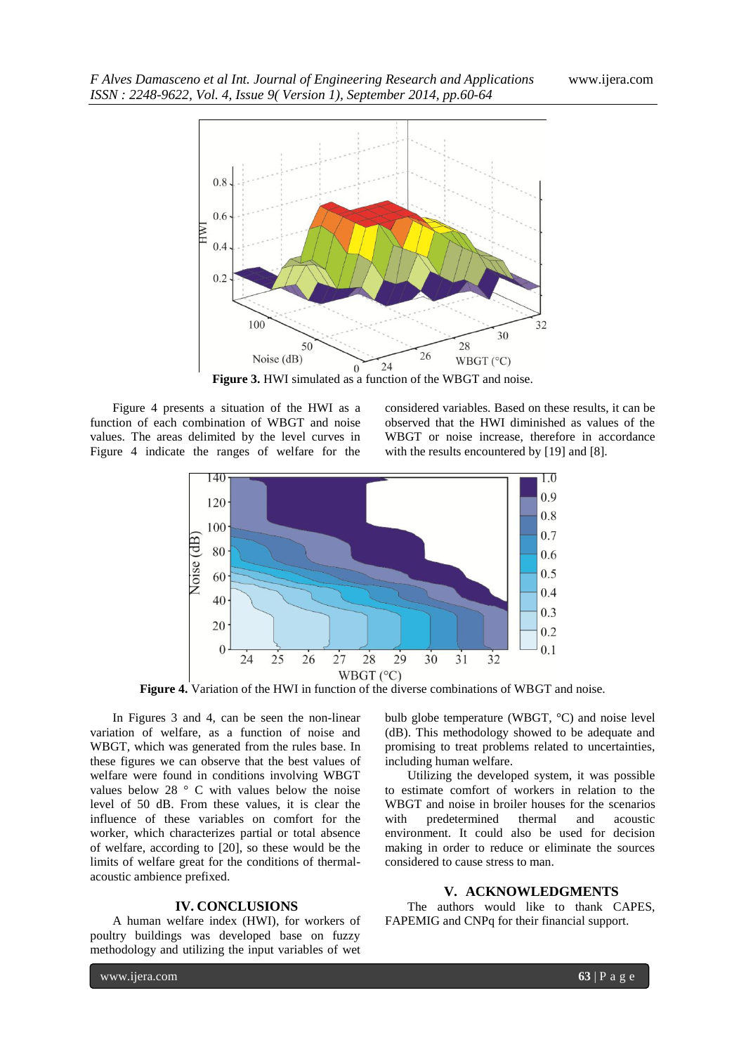**Figure 3.** HWI simulated as a function of the WBGT and noise.

Figure 4 presents a situation of the HWI as a function of each combination of WBGT and noise values. The areas delimited by the level curves in Figure 4 indicate the ranges of welfare for the considered variables. Based on these results, it can be observed that the HWI diminished as values of the WBGT or noise increase, therefore in accordance with the results encountered by [19] and [8].

**Figure 4.** Variation of the HWI in function of the diverse combinations of WBGT and noise.

In Figures 3 and 4, can be seen the non-linear variation of welfare, as a function of noise and WBGT, which was generated from the rules base. In these figures we can observe that the best values of welfare were found in conditions involving WBGT values below 28 ° C with values below the noise level of 50 dB. From these values, it is clear the influence of these variables on comfort for the worker, which characterizes partial or total absence of welfare, according to [20], so these would be the limits of welfare great for the conditions of thermal-acoustic ambience prefixed.

## IV. CONCLUSIONS

A human welfare index (HWI), for workers of poultry buildings was developed base on fuzzy methodology and utilizing the input variables of wet bulb globe temperature (WBGT, °C) and noise level (dB). This methodology showed to be adequate and promising to treat problems related to uncertainties, including human welfare.

Utilizing the developed system, it was possible to estimate comfort of workers in relation to the WBGT and noise in broiler houses for the scenarios with predetermined thermal and acoustic environment. It could also be used for decision making in order to reduce or eliminate the sources considered to cause stress to man.

## V. ACKNOWLEDGMENTS

The authors would like to thank CAPES, FAPEMIG and CNPq for their financial support.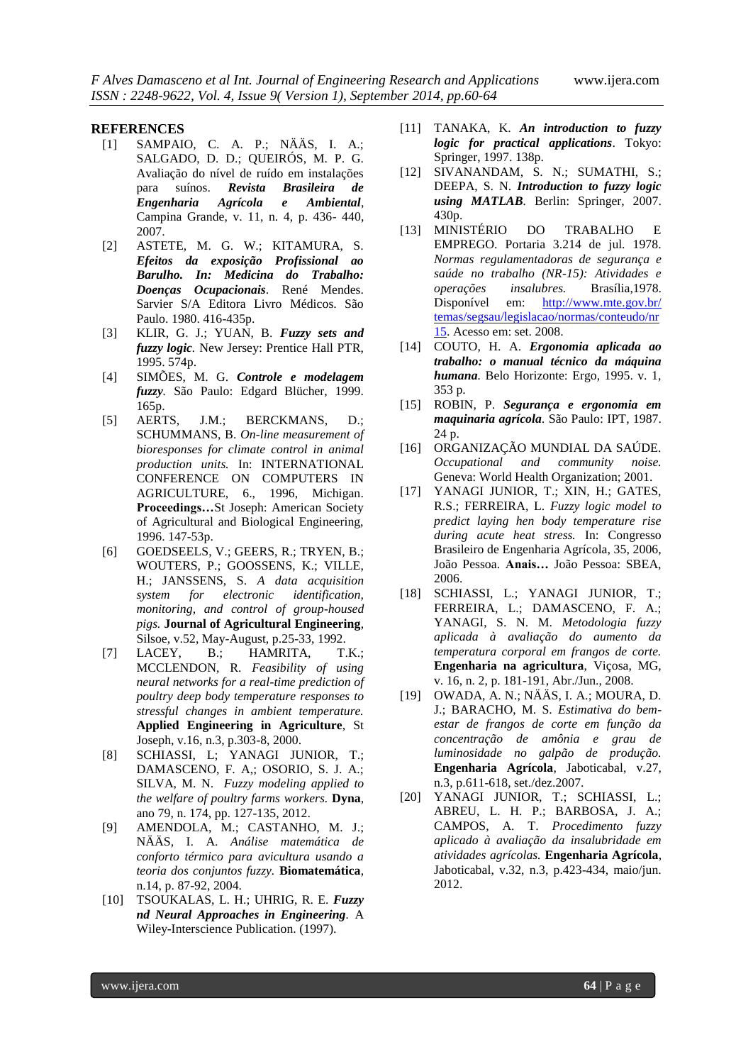## REFERENCES

[1] SAMPAIO, C. A. P.; NÄÄS, I. A.; SALGADO, D. D.; QUEIRÓS, M. P. G. Avaliação do nível de ruído em instalações para suínos. ***Revista Brasileira de Engenharia Agrícola e Ambiental***, Campina Grande, v. 11, n. 4, p. 436- 440, 2007.

[2] ASTETE, M. G. W.; KITAMURA, S. ***Efeitos da exposição Profissional ao Barulho. In: Medicina do Trabalho: Doenças Ocupacionais***. René Mendes. Sarvier S/A Editora Livro Médicos. São Paulo. 1980. 416-435p.

[3] KLIR, G. J.; YUAN, B. ***Fuzzy sets and fuzzy logic***. New Jersey: Prentice Hall PTR, 1995. 574p.

[4] SIMÕES, M. G. ***Controle e modelagem fuzzy***. São Paulo: Edgard Blücher, 1999. 165p.

[5] AERTS, J.M.; BERCKMANS, D.; SCHUMMANS, B. *On-line measurement of bioresponses for climate control in animal production units.* In: INTERNATIONAL CONFERENCE ON COMPUTERS IN AGRICULTURE, 6., 1996, Michigan. **Proceedings…**St Joseph: American Society of Agricultural and Biological Engineering, 1996. 147-53p.

[6] GOEDSEELS, V.; GEERS, R.; TRYEN, B.; WOUTERS, P.; GOOSSENS, K.; VILLE, H.; JANSSENS, S. *A data acquisition system for electronic identification, monitoring, and control of group-housed pigs.* **Journal of Agricultural Engineering**, Silsoe, v.52, May-August, p.25-33, 1992.

[7] LACEY, B.; HAMRITA, T.K.; MCCLENDON, R. *Feasibility of using neural networks for a real-time prediction of poultry deep body temperature responses to stressful changes in ambient temperature.* **Applied Engineering in Agriculture**, St Joseph, v.16, n.3, p.303-8, 2000.

[8] SCHIASSI, L; YANAGI JUNIOR, T.; DAMASCENO, F. A,; OSORIO, S. J. A.; SILVA, M. N. *Fuzzy modeling applied to the welfare of poultry farms workers.* **Dyna**, ano 79, n. 174, pp. 127-135, 2012.

[9] AMENDOLA, M.; CASTANHO, M. J.; NÄÄS, I. A. *Análise matemática de conforto térmico para avicultura usando a teoria dos conjuntos fuzzy.* **Biomatemática**, n.14, p. 87-92, 2004.

[10] TSOUKALAS, L. H.; UHRIG, R. E. ***Fuzzy nd Neural Approaches in Engineering***. A Wiley-Interscience Publication. (1997).

[11] TANAKA, K. ***An introduction to fuzzy logic for practical applications***. Tokyo: Springer, 1997. 138p.

[12] SIVANANDAM, S. N.; SUMATHI, S.; DEEPA, S. N. ***Introduction to fuzzy logic using MATLAB***. Berlin: Springer, 2007. 430p.

[13] MINISTÉRIO DO TRABALHO E EMPREGO. Portaria 3.214 de jul. 1978. *Normas regulamentadoras de segurança e saúde no trabalho (NR-15): Atividades e operações insalubres.* Brasília,1978. Disponível em: http://www.mte.gov.br/temas/segsau/legislacao/normas/conteudo/nr15. Acesso em: set. 2008.

[14] COUTO, H. A. ***Ergonomia aplicada ao trabalho: o manual técnico da máquina humana***. Belo Horizonte: Ergo, 1995. v. 1, 353 p.

[15] ROBIN, P. ***Segurança e ergonomia em maquinaria agrícola***. São Paulo: IPT, 1987. 24 p.

[16] ORGANIZAÇÃO MUNDIAL DA SAÚDE. *Occupational and community noise.* Geneva: World Health Organization; 2001.

[17] YANAGI JUNIOR, T.; XIN, H.; GATES, R.S.; FERREIRA, L. *Fuzzy logic model to predict laying hen body temperature rise during acute heat stress.* In: Congresso Brasileiro de Engenharia Agrícola, 35, 2006, João Pessoa. **Anais…** João Pessoa: SBEA, 2006.

[18] SCHIASSI, L.; YANAGI JUNIOR, T.; FERREIRA, L.; DAMASCENO, F. A.; YANAGI, S. N. M. *Metodologia fuzzy aplicada à avaliação do aumento da temperatura corporal em frangos de corte.* **Engenharia na agricultura**, Viçosa, MG, v. 16, n. 2, p. 181-191, Abr./Jun., 2008.

[19] OWADA, A. N.; NÄÄS, I. A.; MOURA, D. J.; BARACHO, M. S. *Estimativa do bem-estar de frangos de corte em função da concentração de amônia e grau de luminosidade no galpão de produção.* **Engenharia Agrícola**, Jaboticabal, v.27, n.3, p.611-618, set./dez.2007.

[20] YANAGI JUNIOR, T.; SCHIASSI, L.; ABREU, L. H. P.; BARBOSA, J. A.; CAMPOS, A. T. *Procedimento fuzzy aplicado à avaliação da insalubridade em atividades agrícolas.* **Engenharia Agrícola**, Jaboticabal, v.32, n.3, p.423-434, maio/jun. 2012.